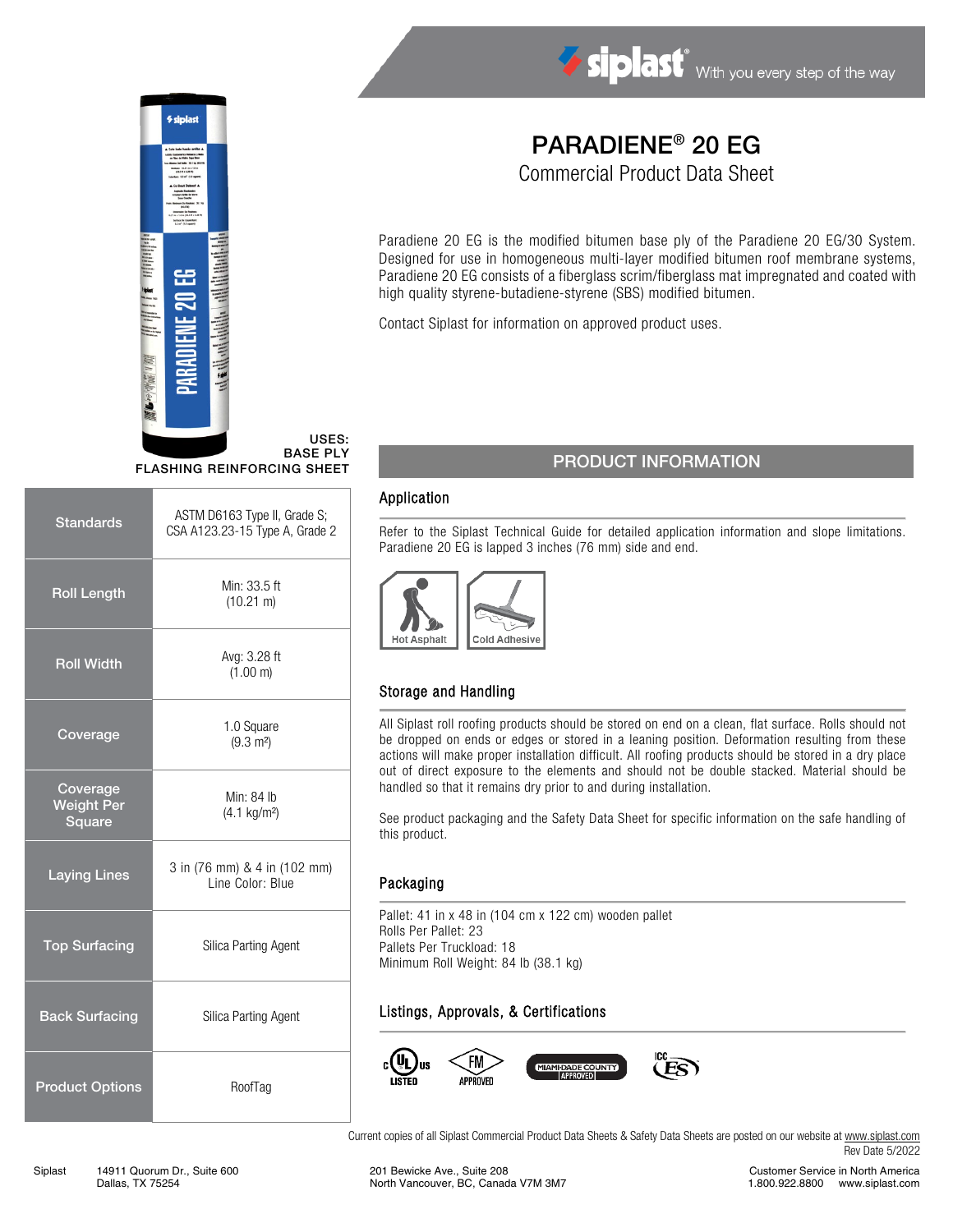Siplast With you every step of the way

# PARADIENE® 20 EG

## Commercial Product Data Sheet

Paradiene 20 EG is the modified bitumen base ply of the Paradiene 20 EG/30 System. Designed for use in homogeneous multi-layer modified bitumen roof membrane systems, Paradiene 20 EG consists of a fiberglass scrim/fiberglass mat impregnated and coated with high quality styrene-butadiene-styrene (SBS) modified bitumen.

Contact Siplast for information on approved product uses.

USES:
BASE PLY
FLASHING REINFORCING SHEET

| | |
|---|---|
| **Standards** | ASTM D6163 Type II, Grade S; CSA A123.23-15 Type A, Grade 2 |
| **Roll Length** | Min: 33.5 ft (10.21 m) |
| **Roll Width** | Avg: 3.28 ft (1.00 m) |
| **Coverage** | 1.0 Square (9.3 m²) |
| **Coverage Weight Per Square** | Min: 84 lb (4.1 kg/m²) |
| **Laying Lines** | 3 in (76 mm) & 4 in (102 mm) Line Color: Blue |
| **Top Surfacing** | Silica Parting Agent |
| **Back Surfacing** | Silica Parting Agent |
| **Product Options** | RoofTag |

## PRODUCT INFORMATION

### Application

Refer to the Siplast Technical Guide for detailed application information and slope limitations. Paradiene 20 EG is lapped 3 inches (76 mm) side and end.

Hot Asphalt | Cold Adhesive

### Storage and Handling

All Siplast roll roofing products should be stored on end on a clean, flat surface. Rolls should not be dropped on ends or edges or stored in a leaning position. Deformation resulting from these actions will make proper installation difficult. All roofing products should be stored in a dry place out of direct exposure to the elements and should not be double stacked. Material should be handled so that it remains dry prior to and during installation.

See product packaging and the Safety Data Sheet for specific information on the safe handling of this product.

### Packaging

Pallet: 41 in x 48 in (104 cm x 122 cm) wooden pallet
Rolls Per Pallet: 23
Pallets Per Truckload: 18
Minimum Roll Weight: 84 lb (38.1 kg)

### Listings, Approvals, & Certifications

cUL US LISTED | FM APPROVED | MIAMI-DADE COUNTY APPROVED | ICC ES

Current copies of all Siplast Commercial Product Data Sheets & Safety Data Sheets are posted on our website at www.siplast.com
Rev Date 5/2022

Siplast 14911 Quorum Dr., Suite 600 Dallas, TX 75254 | 201 Bewicke Ave., Suite 208 North Vancouver, BC, Canada V7M 3M7 | Customer Service in North America 1.800.922.8800 www.siplast.com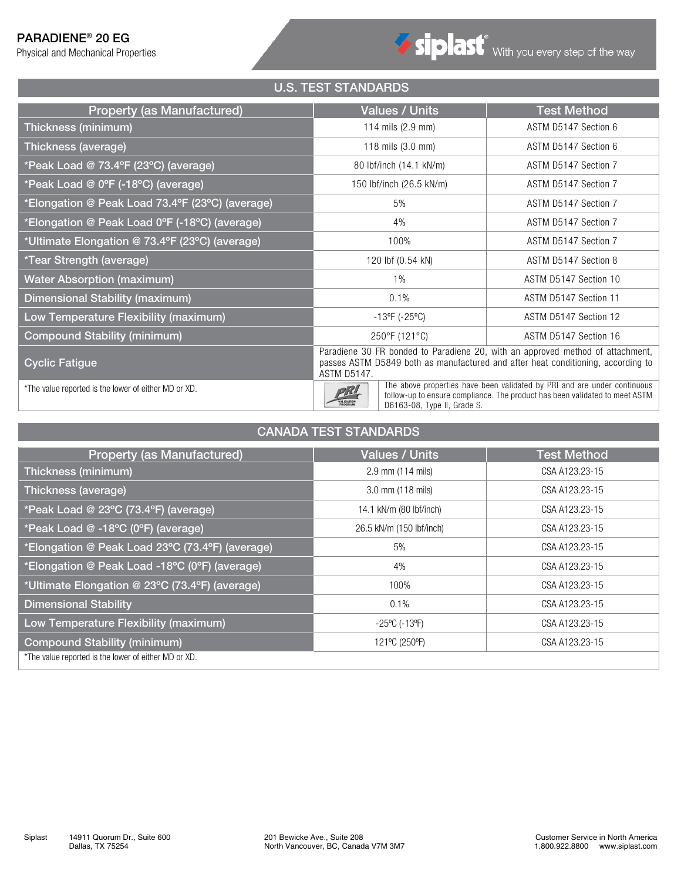# PARADIENE® 20 EG

Physical and Mechanical Properties

## U.S. TEST STANDARDS

| Property (as Manufactured) | Values / Units | Test Method |
|---|---|---|
| Thickness (minimum) | 114 mils (2.9 mm) | ASTM D5147 Section 6 |
| Thickness (average) | 118 mils (3.0 mm) | ASTM D5147 Section 6 |
| *Peak Load @ 73.4ºF (23ºC) (average) | 80 lbf/inch (14.1 kN/m) | ASTM D5147 Section 7 |
| *Peak Load @ 0ºF (-18ºC) (average) | 150 lbf/inch (26.5 kN/m) | ASTM D5147 Section 7 |
| *Elongation @ Peak Load 73.4ºF (23ºC) (average) | 5% | ASTM D5147 Section 7 |
| *Elongation @ Peak Load 0ºF (-18ºC) (average) | 4% | ASTM D5147 Section 7 |
| *Ultimate Elongation @ 73.4ºF (23ºC) (average) | 100% | ASTM D5147 Section 7 |
| *Tear Strength (average) | 120 lbf (0.54 kN) | ASTM D5147 Section 8 |
| Water Absorption (maximum) | 1% | ASTM D5147 Section 10 |
| Dimensional Stability (maximum) | 0.1% | ASTM D5147 Section 11 |
| Low Temperature Flexibility (maximum) | -13ºF (-25ºC) | ASTM D5147 Section 12 |
| Compound Stability (minimum) | 250ºF (121ºC) | ASTM D5147 Section 16 |
| Cyclic Fatigue | Paradiene 30 FR bonded to Paradiene 20, with an approved method of attachment, passes ASTM D5849 both as manufactured and after heat conditioning, according to ASTM D5147. | |
| *The value reported is the lower of either MD or XD. | PRI Validation Program: The above properties have been validated by PRI and are under continuous follow-up to ensure compliance. The product has been validated to meet ASTM D6163-08, Type II, Grade S. | |

## CANADA TEST STANDARDS

| Property (as Manufactured) | Values / Units | Test Method |
|---|---|---|
| Thickness (minimum) | 2.9 mm (114 mils) | CSA A123.23-15 |
| Thickness (average) | 3.0 mm (118 mils) | CSA A123.23-15 |
| *Peak Load @ 23ºC (73.4ºF) (average) | 14.1 kN/m (80 lbf/inch) | CSA A123.23-15 |
| *Peak Load @ -18ºC (0ºF) (average) | 26.5 kN/m (150 lbf/inch) | CSA A123.23-15 |
| *Elongation @ Peak Load 23ºC (73.4ºF) (average) | 5% | CSA A123.23-15 |
| *Elongation @ Peak Load -18ºC (0ºF) (average) | 4% | CSA A123.23-15 |
| *Ultimate Elongation @ 23ºC (73.4ºF) (average) | 100% | CSA A123.23-15 |
| Dimensional Stability | 0.1% | CSA A123.23-15 |
| Low Temperature Flexibility (maximum) | -25ºC (-13ºF) | CSA A123.23-15 |
| Compound Stability (minimum) | 121ºC (250ºF) | CSA A123.23-15 |

*The value reported is the lower of either MD or XD.

Siplast 14911 Quorum Dr., Suite 600
Dallas, TX 75254

201 Bewicke Ave., Suite 208
North Vancouver, BC, Canada V7M 3M7

Customer Service in North America
1.800.922.8800 www.siplast.com